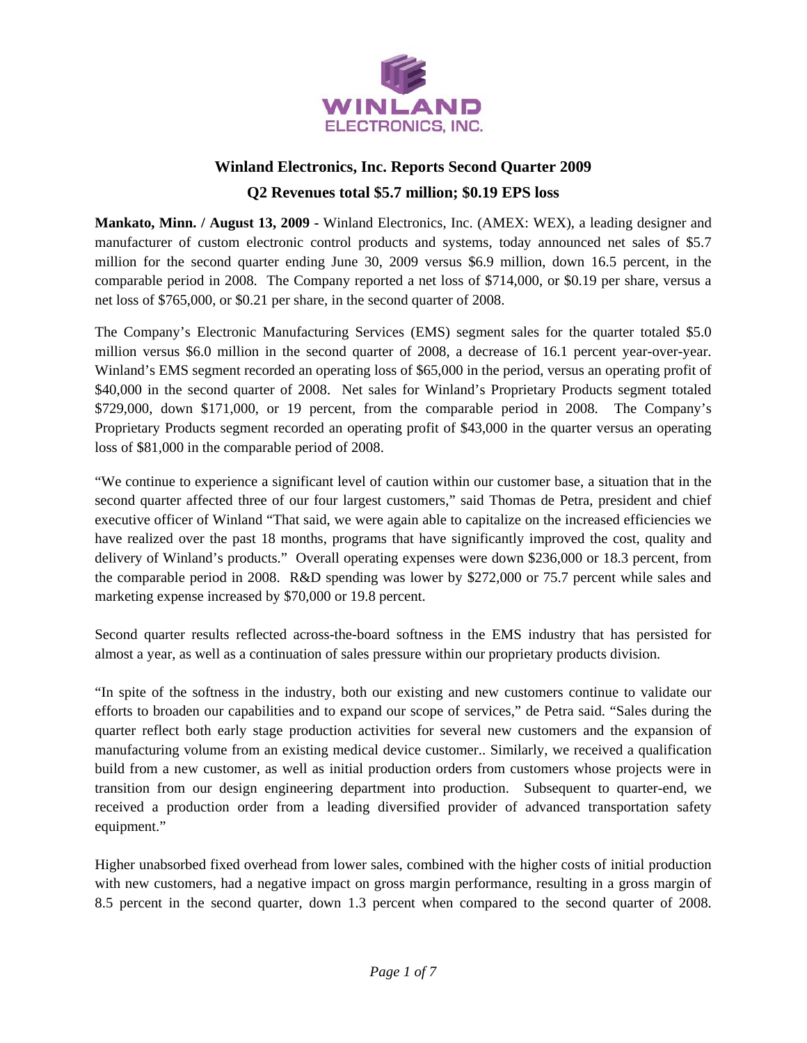WINLAND ELECTRONICS, INC.

# Winland Electronics, Inc. Reports Second Quarter 2009

## Q2 Revenues total $5.7 million; $0.19 EPS loss

**Mankato, Minn. / August 13, 2009 -** Winland Electronics, Inc. (AMEX: WEX), a leading designer and manufacturer of custom electronic control products and systems, today announced net sales of $5.7 million for the second quarter ending June 30, 2009 versus $6.9 million, down 16.5 percent, in the comparable period in 2008. The Company reported a net loss of $714,000, or $0.19 per share, versus a net loss of $765,000, or $0.21 per share, in the second quarter of 2008.

The Company's Electronic Manufacturing Services (EMS) segment sales for the quarter totaled $5.0 million versus $6.0 million in the second quarter of 2008, a decrease of 16.1 percent year-over-year. Winland's EMS segment recorded an operating loss of $65,000 in the period, versus an operating profit of $40,000 in the second quarter of 2008. Net sales for Winland's Proprietary Products segment totaled $729,000, down $171,000, or 19 percent, from the comparable period in 2008. The Company's Proprietary Products segment recorded an operating profit of $43,000 in the quarter versus an operating loss of $81,000 in the comparable period of 2008.

"We continue to experience a significant level of caution within our customer base, a situation that in the second quarter affected three of our four largest customers," said Thomas de Petra, president and chief executive officer of Winland "That said, we were again able to capitalize on the increased efficiencies we have realized over the past 18 months, programs that have significantly improved the cost, quality and delivery of Winland's products." Overall operating expenses were down $236,000 or 18.3 percent, from the comparable period in 2008. R&D spending was lower by $272,000 or 75.7 percent while sales and marketing expense increased by $70,000 or 19.8 percent.

Second quarter results reflected across-the-board softness in the EMS industry that has persisted for almost a year, as well as a continuation of sales pressure within our proprietary products division.

"In spite of the softness in the industry, both our existing and new customers continue to validate our efforts to broaden our capabilities and to expand our scope of services," de Petra said. "Sales during the quarter reflect both early stage production activities for several new customers and the expansion of manufacturing volume from an existing medical device customer.. Similarly, we received a qualification build from a new customer, as well as initial production orders from customers whose projects were in transition from our design engineering department into production. Subsequent to quarter-end, we received a production order from a leading diversified provider of advanced transportation safety equipment."

Higher unabsorbed fixed overhead from lower sales, combined with the higher costs of initial production with new customers, had a negative impact on gross margin performance, resulting in a gross margin of 8.5 percent in the second quarter, down 1.3 percent when compared to the second quarter of 2008.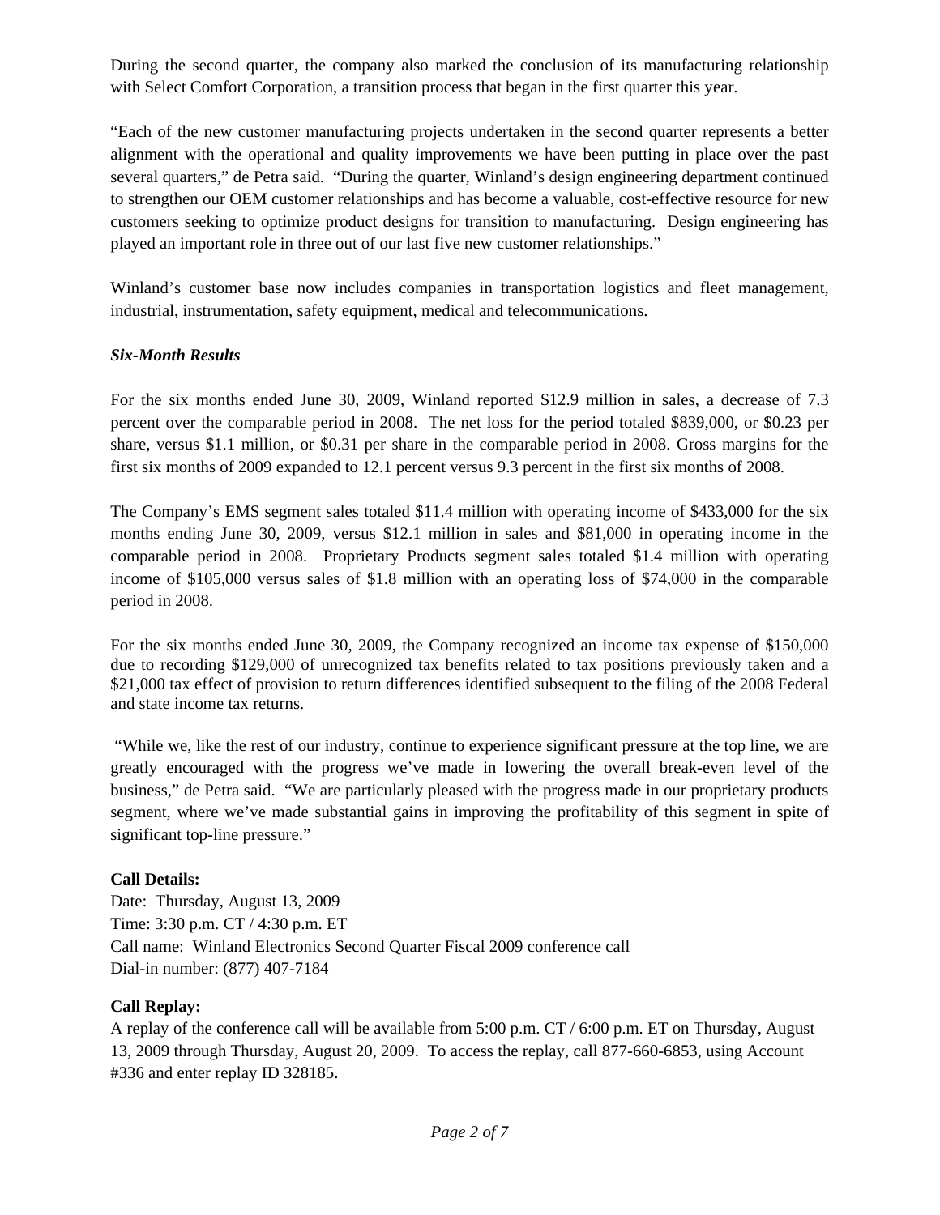During the second quarter, the company also marked the conclusion of its manufacturing relationship with Select Comfort Corporation, a transition process that began in the first quarter this year.

“Each of the new customer manufacturing projects undertaken in the second quarter represents a better alignment with the operational and quality improvements we have been putting in place over the past several quarters,” de Petra said. “During the quarter, Winland’s design engineering department continued to strengthen our OEM customer relationships and has become a valuable, cost-effective resource for new customers seeking to optimize product designs for transition to manufacturing. Design engineering has played an important role in three out of our last five new customer relationships.”

Winland’s customer base now includes companies in transportation logistics and fleet management, industrial, instrumentation, safety equipment, medical and telecommunications.

***Six-Month Results***

For the six months ended June 30, 2009, Winland reported $12.9 million in sales, a decrease of 7.3 percent over the comparable period in 2008. The net loss for the period totaled $839,000, or $0.23 per share, versus $1.1 million, or $0.31 per share in the comparable period in 2008. Gross margins for the first six months of 2009 expanded to 12.1 percent versus 9.3 percent in the first six months of 2008.

The Company’s EMS segment sales totaled $11.4 million with operating income of $433,000 for the six months ending June 30, 2009, versus $12.1 million in sales and $81,000 in operating income in the comparable period in 2008. Proprietary Products segment sales totaled $1.4 million with operating income of $105,000 versus sales of $1.8 million with an operating loss of $74,000 in the comparable period in 2008.

For the six months ended June 30, 2009, the Company recognized an income tax expense of $150,000 due to recording $129,000 of unrecognized tax benefits related to tax positions previously taken and a $21,000 tax effect of provision to return differences identified subsequent to the filing of the 2008 Federal and state income tax returns.

“While we, like the rest of our industry, continue to experience significant pressure at the top line, we are greatly encouraged with the progress we’ve made in lowering the overall break-even level of the business,” de Petra said. “We are particularly pleased with the progress made in our proprietary products segment, where we’ve made substantial gains in improving the profitability of this segment in spite of significant top-line pressure.”

**Call Details:**
Date: Thursday, August 13, 2009
Time: 3:30 p.m. CT / 4:30 p.m. ET
Call name: Winland Electronics Second Quarter Fiscal 2009 conference call
Dial-in number: (877) 407-7184

**Call Replay:**
A replay of the conference call will be available from 5:00 p.m. CT / 6:00 p.m. ET on Thursday, August 13, 2009 through Thursday, August 20, 2009. To access the replay, call 877-660-6853, using Account #336 and enter replay ID 328185.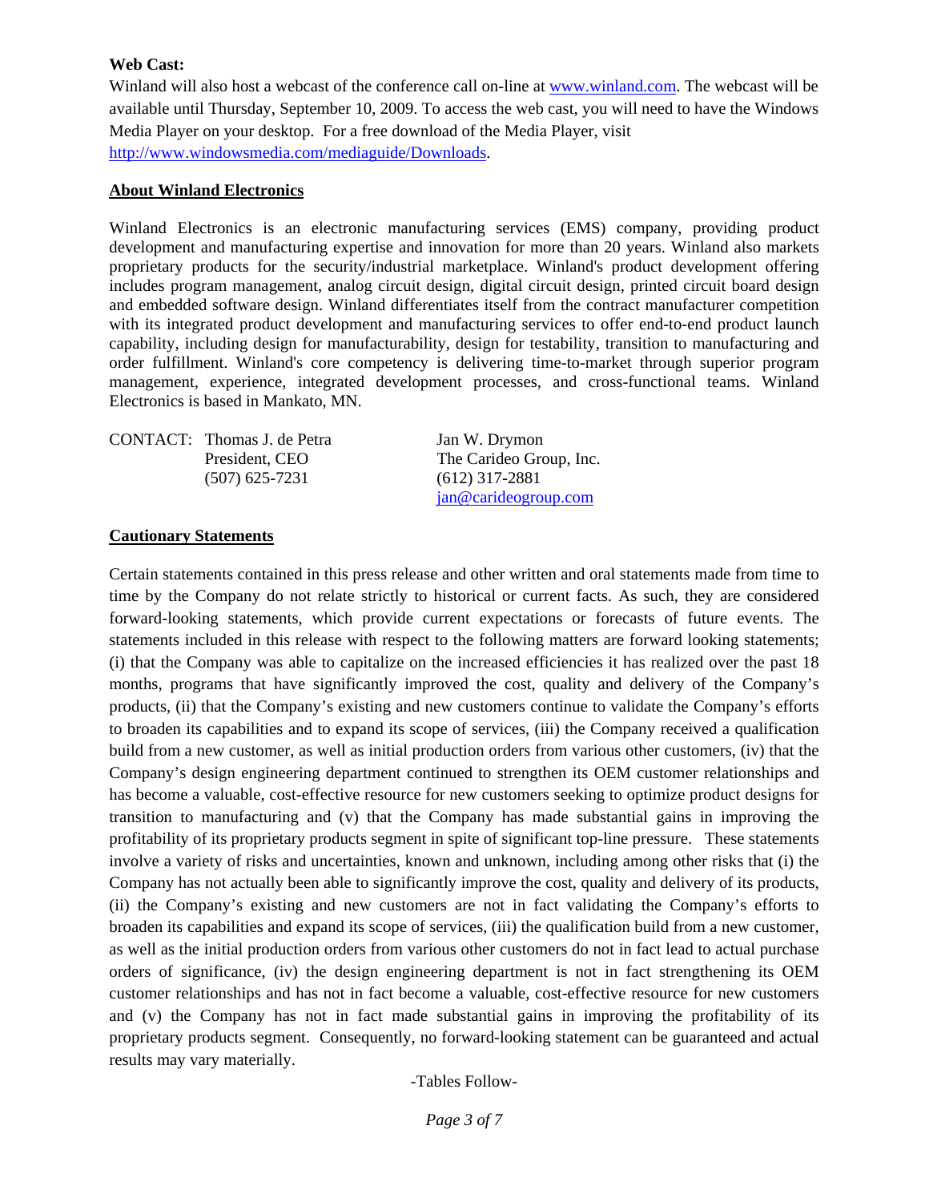**Web Cast:**

Winland will also host a webcast of the conference call on-line at www.winland.com. The webcast will be available until Thursday, September 10, 2009. To access the web cast, you will need to have the Windows Media Player on your desktop. For a free download of the Media Player, visit http://www.windowsmedia.com/mediaguide/Downloads.

**About Winland Electronics**

Winland Electronics is an electronic manufacturing services (EMS) company, providing product development and manufacturing expertise and innovation for more than 20 years. Winland also markets proprietary products for the security/industrial marketplace. Winland's product development offering includes program management, analog circuit design, digital circuit design, printed circuit board design and embedded software design. Winland differentiates itself from the contract manufacturer competition with its integrated product development and manufacturing services to offer end-to-end product launch capability, including design for manufacturability, design for testability, transition to manufacturing and order fulfillment. Winland's core competency is delivering time-to-market through superior program management, experience, integrated development processes, and cross-functional teams. Winland Electronics is based in Mankato, MN.

CONTACT: Thomas J. de Petra
President, CEO
(507) 625-7231

Jan W. Drymon
The Carideo Group, Inc.
(612) 317-2881
jan@carideogroup.com

**Cautionary Statements**

Certain statements contained in this press release and other written and oral statements made from time to time by the Company do not relate strictly to historical or current facts. As such, they are considered forward-looking statements, which provide current expectations or forecasts of future events. The statements included in this release with respect to the following matters are forward looking statements; (i) that the Company was able to capitalize on the increased efficiencies it has realized over the past 18 months, programs that have significantly improved the cost, quality and delivery of the Company's products, (ii) that the Company's existing and new customers continue to validate the Company's efforts to broaden its capabilities and to expand its scope of services, (iii) the Company received a qualification build from a new customer, as well as initial production orders from various other customers, (iv) that the Company's design engineering department continued to strengthen its OEM customer relationships and has become a valuable, cost-effective resource for new customers seeking to optimize product designs for transition to manufacturing and (v) that the Company has made substantial gains in improving the profitability of its proprietary products segment in spite of significant top-line pressure. These statements involve a variety of risks and uncertainties, known and unknown, including among other risks that (i) the Company has not actually been able to significantly improve the cost, quality and delivery of its products, (ii) the Company's existing and new customers are not in fact validating the Company's efforts to broaden its capabilities and expand its scope of services, (iii) the qualification build from a new customer, as well as the initial production orders from various other customers do not in fact lead to actual purchase orders of significance, (iv) the design engineering department is not in fact strengthening its OEM customer relationships and has not in fact become a valuable, cost-effective resource for new customers and (v) the Company has not in fact made substantial gains in improving the profitability of its proprietary products segment. Consequently, no forward-looking statement can be guaranteed and actual results may vary materially.

-Tables Follow-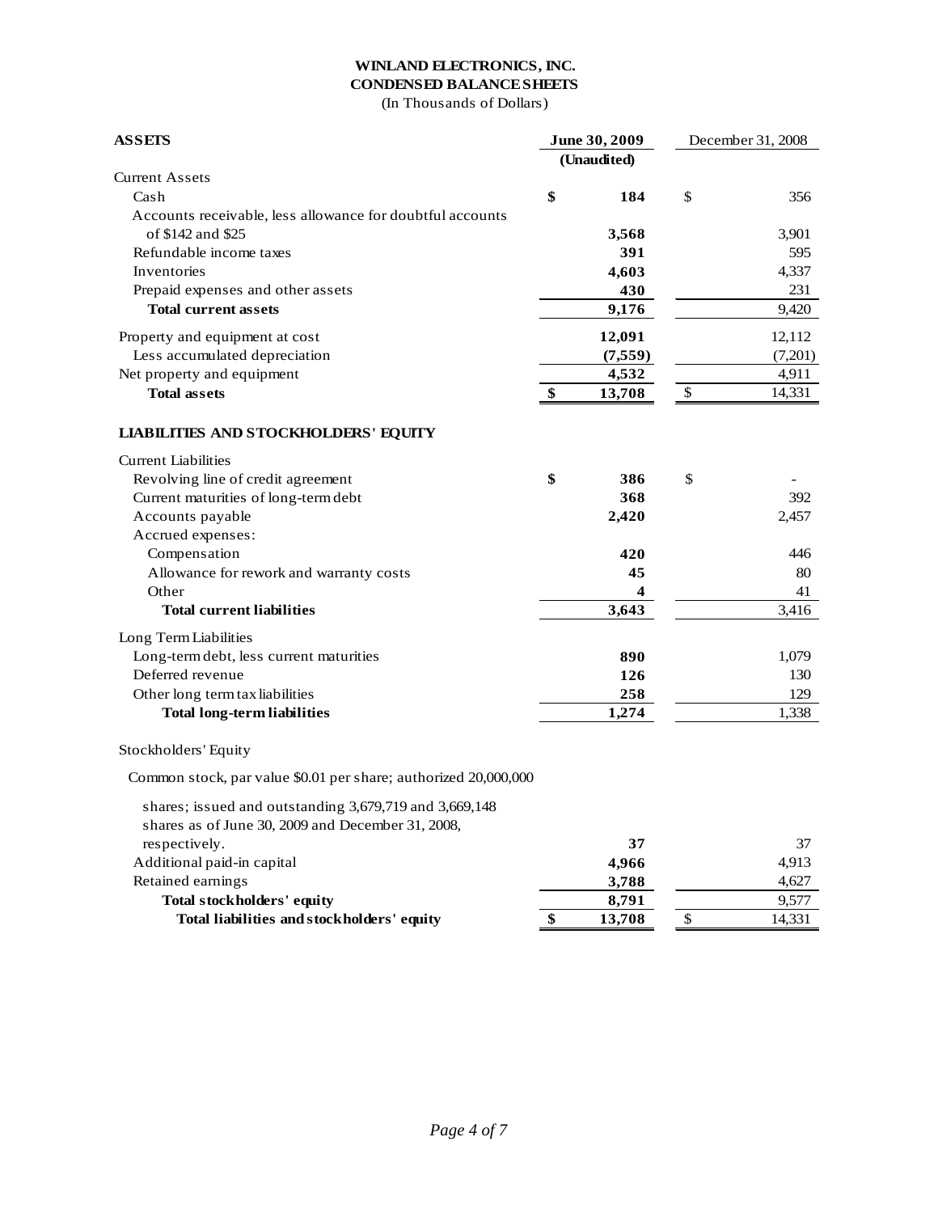# WINLAND ELECTRONICS, INC.
## CONDENSED BALANCE SHEETS
(In Thousands of Dollars)

| ASSETS | June 30, 2009 (Unaudited) | December 31, 2008 |
|---|---|---|
| Current Assets | | |
| Cash | $ 184 | $ 356 |
| Accounts receivable, less allowance for doubtful accounts of $142 and $25 | 3,568 | 3,901 |
| Refundable income taxes | 391 | 595 |
| Inventories | 4,603 | 4,337 |
| Prepaid expenses and other assets | 430 | 231 |
| **Total current assets** | 9,176 | 9,420 |
| Property and equipment at cost | 12,091 | 12,112 |
| Less accumulated depreciation | (7,559) | (7,201) |
| Net property and equipment | 4,532 | 4,911 |
| **Total assets** | $ 13,708 | $ 14,331 |

| LIABILITIES AND STOCKHOLDERS' EQUITY | June 30, 2009 (Unaudited) | December 31, 2008 |
|---|---|---|
| Current Liabilities | | |
| Revolving line of credit agreement | $ 386 | $ - |
| Current maturities of long-term debt | 368 | 392 |
| Accounts payable | 2,420 | 2,457 |
| Accrued expenses: | | |
| Compensation | 420 | 446 |
| Allowance for rework and warranty costs | 45 | 80 |
| Other | 4 | 41 |
| **Total current liabilities** | 3,643 | 3,416 |
| Long Term Liabilities | | |
| Long-term debt, less current maturities | 890 | 1,079 |
| Deferred revenue | 126 | 130 |
| Other long term tax liabilities | 258 | 129 |
| **Total long-term liabilities** | 1,274 | 1,338 |
| Stockholders' Equity | | |
| Common stock, par value $0.01 per share; authorized 20,000,000 shares; issued and outstanding 3,679,719 and 3,669,148 shares as of June 30, 2009 and December 31, 2008, respectively. | 37 | 37 |
| Additional paid-in capital | 4,966 | 4,913 |
| Retained earnings | 3,788 | 4,627 |
| **Total stockholders' equity** | 8,791 | 9,577 |
| **Total liabilities and stockholders' equity** | $ 13,708 | $ 14,331 |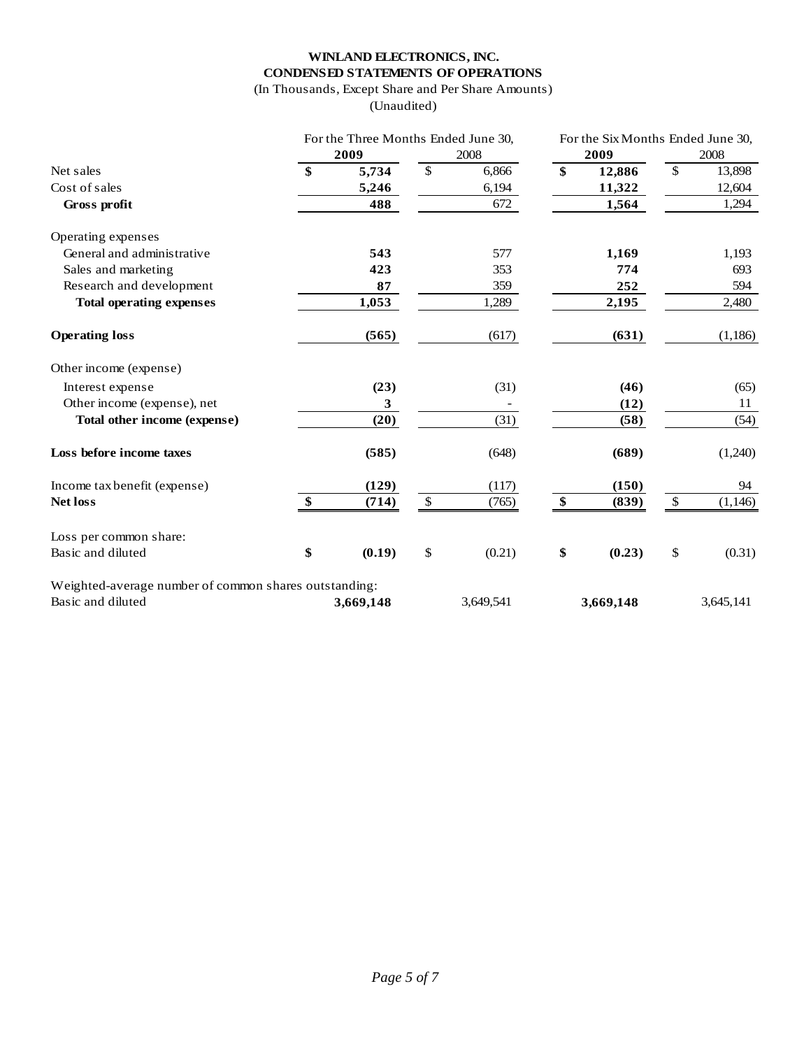**WINLAND ELECTRONICS, INC.**
**CONDENSED STATEMENTS OF OPERATIONS**
(In Thousands, Except Share and Per Share Amounts)
(Unaudited)

| | For the Three Months Ended June 30, | | For the Six Months Ended June 30, | |
|---|---|---|---|---|
| | **2009** | 2008 | **2009** | 2008 |
| Net sales | **$ 5,734** | $ 6,866 | **$ 12,886** | $ 13,898 |
| Cost of sales | **5,246** | 6,194 | **11,322** | 12,604 |
| **Gross profit** | **488** | 672 | **1,564** | 1,294 |
| Operating expenses | | | | |
| General and administrative | **543** | 577 | **1,169** | 1,193 |
| Sales and marketing | **423** | 353 | **774** | 693 |
| Research and development | **87** | 359 | **252** | 594 |
| **Total operating expenses** | **1,053** | 1,289 | **2,195** | 2,480 |
| **Operating loss** | **(565)** | (617) | **(631)** | (1,186) |
| Other income (expense) | | | | |
| Interest expense | **(23)** | (31) | **(46)** | (65) |
| Other income (expense), net | **3** | - | **(12)** | 11 |
| **Total other income (expense)** | **(20)** | (31) | **(58)** | (54) |
| **Loss before income taxes** | **(585)** | (648) | **(689)** | (1,240) |
| Income tax benefit (expense) | **(129)** | (117) | **(150)** | 94 |
| **Net loss** | **$ (714)** | $ (765) | **$ (839)** | $ (1,146) |
| Loss per common share: | | | | |
| Basic and diluted | **$ (0.19)** | $ (0.21) | **$ (0.23)** | $ (0.31) |
| Weighted-average number of common shares outstanding: | | | | |
| Basic and diluted | **3,669,148** | 3,649,541 | **3,669,148** | 3,645,141 |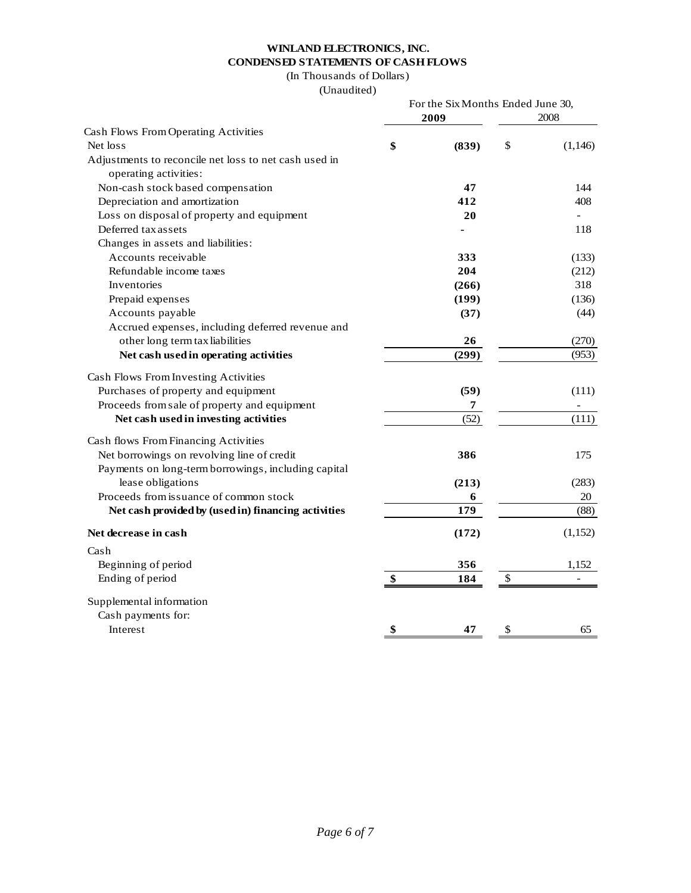**WINLAND ELECTRONICS, INC.**
**CONDENSED STATEMENTS OF CASH FLOWS**
(In Thousands of Dollars)
(Unaudited)

| | For the Six Months Ended June 30, | |
|---|---|---|
| | **2009** | 2008 |
| Cash Flows From Operating Activities | | |
| Net loss | **$ (839)** | $ (1,146) |
| Adjustments to reconcile net loss to net cash used in operating activities: | | |
| Non-cash stock based compensation | **47** | 144 |
| Depreciation and amortization | **412** | 408 |
| Loss on disposal of property and equipment | **20** | - |
| Deferred tax assets | **-** | 118 |
| Changes in assets and liabilities: | | |
| Accounts receivable | **333** | (133) |
| Refundable income taxes | **204** | (212) |
| Inventories | **(266)** | 318 |
| Prepaid expenses | **(199)** | (136) |
| Accounts payable | **(37)** | (44) |
| Accrued expenses, including deferred revenue and other long term tax liabilities | **26** | (270) |
| **Net cash used in operating activities** | **(299)** | (953) |
| Cash Flows From Investing Activities | | |
| Purchases of property and equipment | **(59)** | (111) |
| Proceeds from sale of property and equipment | **7** | - |
| **Net cash used in investing activities** | (52) | (111) |
| Cash flows From Financing Activities | | |
| Net borrowings on revolving line of credit | **386** | 175 |
| Payments on long-term borrowings, including capital lease obligations | **(213)** | (283) |
| Proceeds from issuance of common stock | **6** | 20 |
| **Net cash provided by (used in) financing activities** | **179** | (88) |
| **Net decrease in cash** | **(172)** | (1,152) |
| Cash | | |
| Beginning of period | **356** | 1,152 |
| Ending of period | **$ 184** | $ - |
| Supplemental information | | |
| Cash payments for: | | |
| Interest | **$ 47** | $ 65 |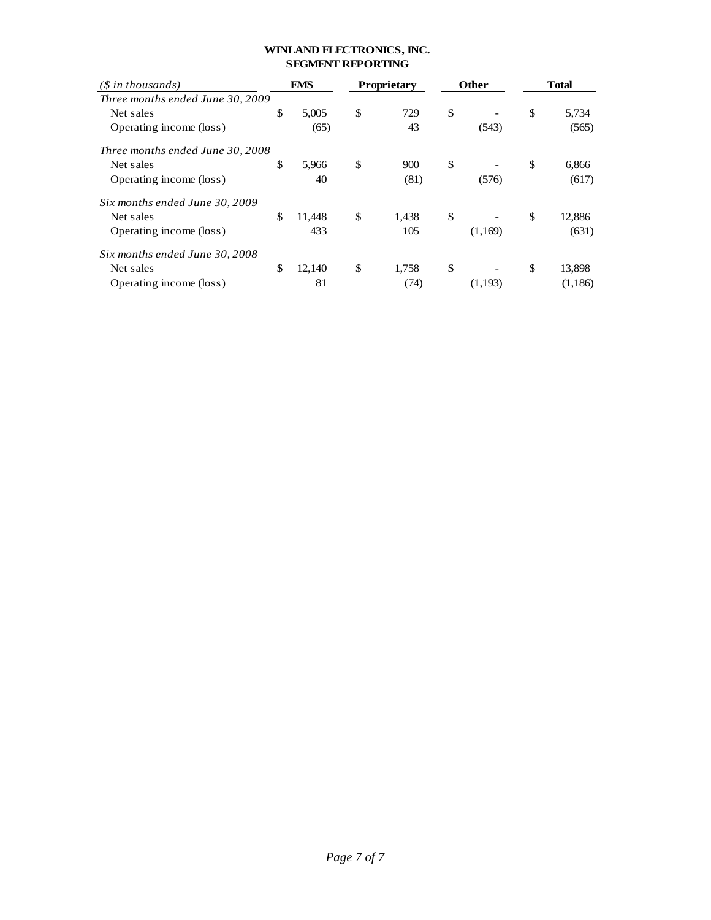**WINLAND ELECTRONICS, INC.**
**SEGMENT REPORTING**

| *($ in thousands)* | EMS | Proprietary | Other | Total |
|---|---|---|---|---|
| *Three months ended June 30, 2009* | | | | |
| Net sales | $ 5,005 | $ 729 | $ - | $ 5,734 |
| Operating income (loss) | (65) | 43 | (543) | (565) |
| *Three months ended June 30, 2008* | | | | |
| Net sales | $ 5,966 | $ 900 | $ - | $ 6,866 |
| Operating income (loss) | 40 | (81) | (576) | (617) |
| *Six months ended June 30, 2009* | | | | |
| Net sales | $ 11,448 | $ 1,438 | $ - | $ 12,886 |
| Operating income (loss) | 433 | 105 | (1,169) | (631) |
| *Six months ended June 30, 2008* | | | | |
| Net sales | $ 12,140 | $ 1,758 | $ - | $ 13,898 |
| Operating income (loss) | 81 | (74) | (1,193) | (1,186) |